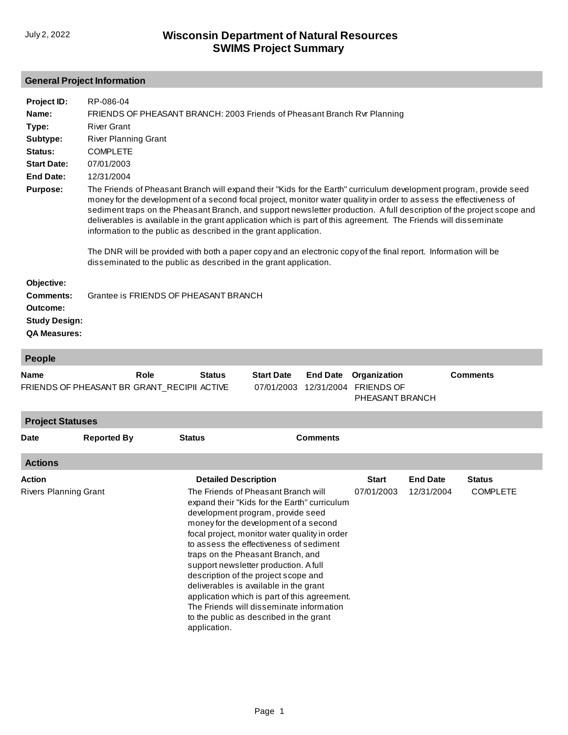# Wisconsin Department of Natural Resources
## SWIMS Project Summary

July 2, 2022

### General Project Information

**Project ID:** RP-086-04

**Name:** FRIENDS OF PHEASANT BRANCH: 2003 Friends of Pheasant Branch Rvr Planning

**Type:** River Grant

**Subtype:** River Planning Grant

**Status:** COMPLETE

**Start Date:** 07/01/2003

**End Date:** 12/31/2004

**Purpose:** The Friends of Pheasant Branch will expand their "Kids for the Earth" curriculum development program, provide seed money for the development of a second focal project, monitor water quality in order to assess the effectiveness of sediment traps on the Pheasant Branch, and support newsletter production. A full description of the project scope and deliverables is available in the grant application which is part of this agreement. The Friends will disseminate information to the public as described in the grant application.

The DNR will be provided with both a paper copy and an electronic copy of the final report. Information will be disseminated to the public as described in the grant application.

**Objective:**

**Comments:** Grantee is FRIENDS OF PHEASANT BRANCH

**Outcome:**

**Study Design:**

**QA Measures:**

### People

| Name | Role | Status | Start Date | End Date | Organization | Comments |
|---|---|---|---|---|---|---|
| FRIENDS OF PHEASANT BR | GRANT_RECIPII | ACTIVE | 07/01/2003 | 12/31/2004 | FRIENDS OF PHEASANT BRANCH | |

### Project Statuses

| Date | Reported By | Status | Comments |
|---|---|---|---|

### Actions

| Action | Detailed Description | Start | End Date | Status |
|---|---|---|---|---|
| Rivers Planning Grant | The Friends of Pheasant Branch will expand their "Kids for the Earth" curriculum development program, provide seed money for the development of a second focal project, monitor water quality in order to assess the effectiveness of sediment traps on the Pheasant Branch, and support newsletter production. A full description of the project scope and deliverables is available in the grant application which is part of this agreement. The Friends will disseminate information to the public as described in the grant application. | 07/01/2003 | 12/31/2004 | COMPLETE |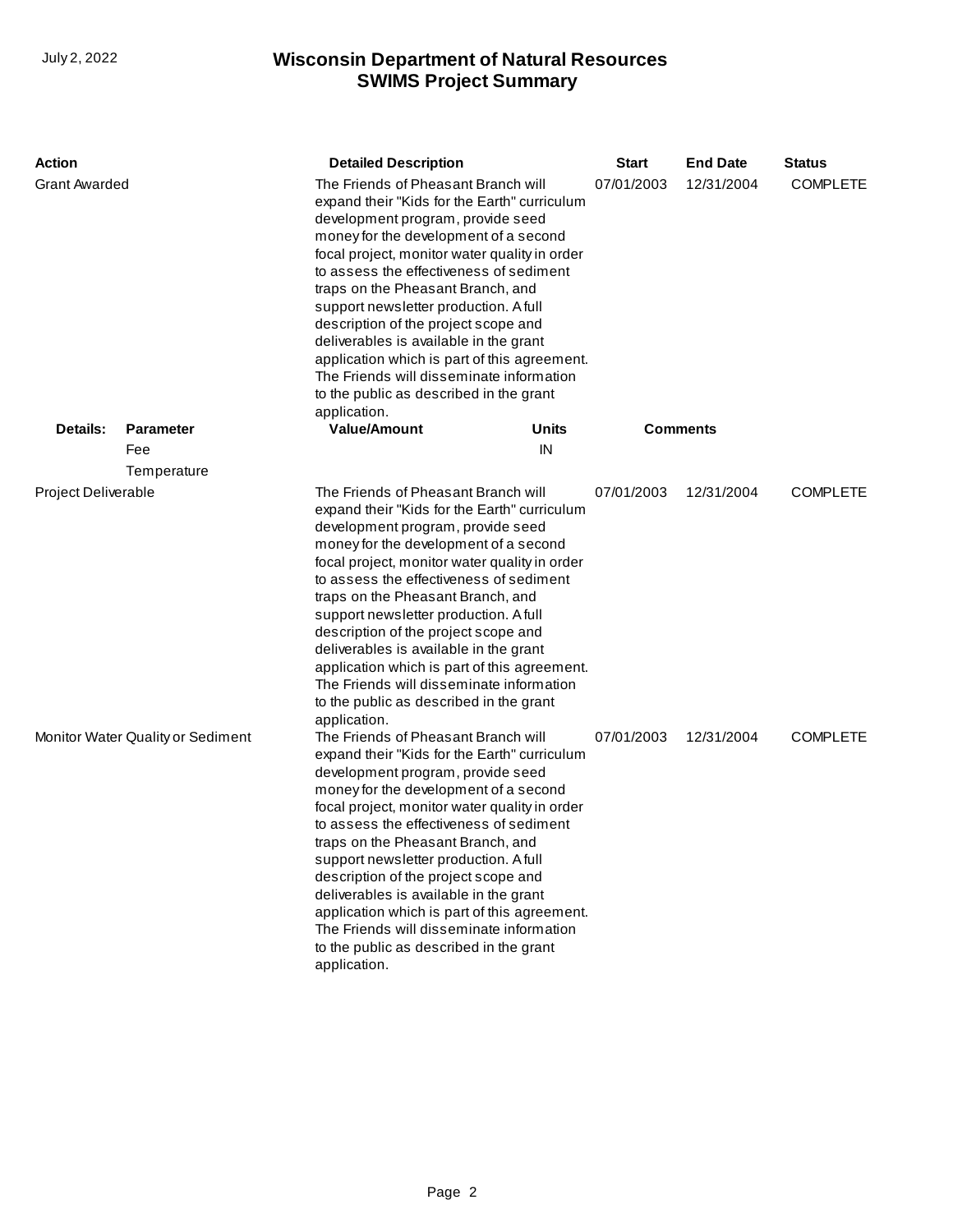| Action | Detailed Description | Start | End Date | Status |
|---|---|---|---|---|
| Grant Awarded | The Friends of Pheasant Branch will expand their "Kids for the Earth" curriculum development program, provide seed money for the development of a second focal project, monitor water quality in order to assess the effectiveness of sediment traps on the Pheasant Branch, and support newsletter production. A full description of the project scope and deliverables is available in the grant application which is part of this agreement. The Friends will disseminate information to the public as described in the grant application. | 07/01/2003 | 12/31/2004 | COMPLETE |

| Details: | Parameter | Value/Amount | Units | Comments |
|---|---|---|---|---|
| | Fee | | IN | |
| | Temperature | | | |

| Action | Detailed Description | Start | End Date | Status |
|---|---|---|---|---|
| Project Deliverable | The Friends of Pheasant Branch will expand their "Kids for the Earth" curriculum development program, provide seed money for the development of a second focal project, monitor water quality in order to assess the effectiveness of sediment traps on the Pheasant Branch, and support newsletter production. A full description of the project scope and deliverables is available in the grant application which is part of this agreement. The Friends will disseminate information to the public as described in the grant application. | 07/01/2003 | 12/31/2004 | COMPLETE |
| Monitor Water Quality or Sediment | The Friends of Pheasant Branch will expand their "Kids for the Earth" curriculum development program, provide seed money for the development of a second focal project, monitor water quality in order to assess the effectiveness of sediment traps on the Pheasant Branch, and support newsletter production. A full description of the project scope and deliverables is available in the grant application which is part of this agreement. The Friends will disseminate information to the public as described in the grant application. | 07/01/2003 | 12/31/2004 | COMPLETE |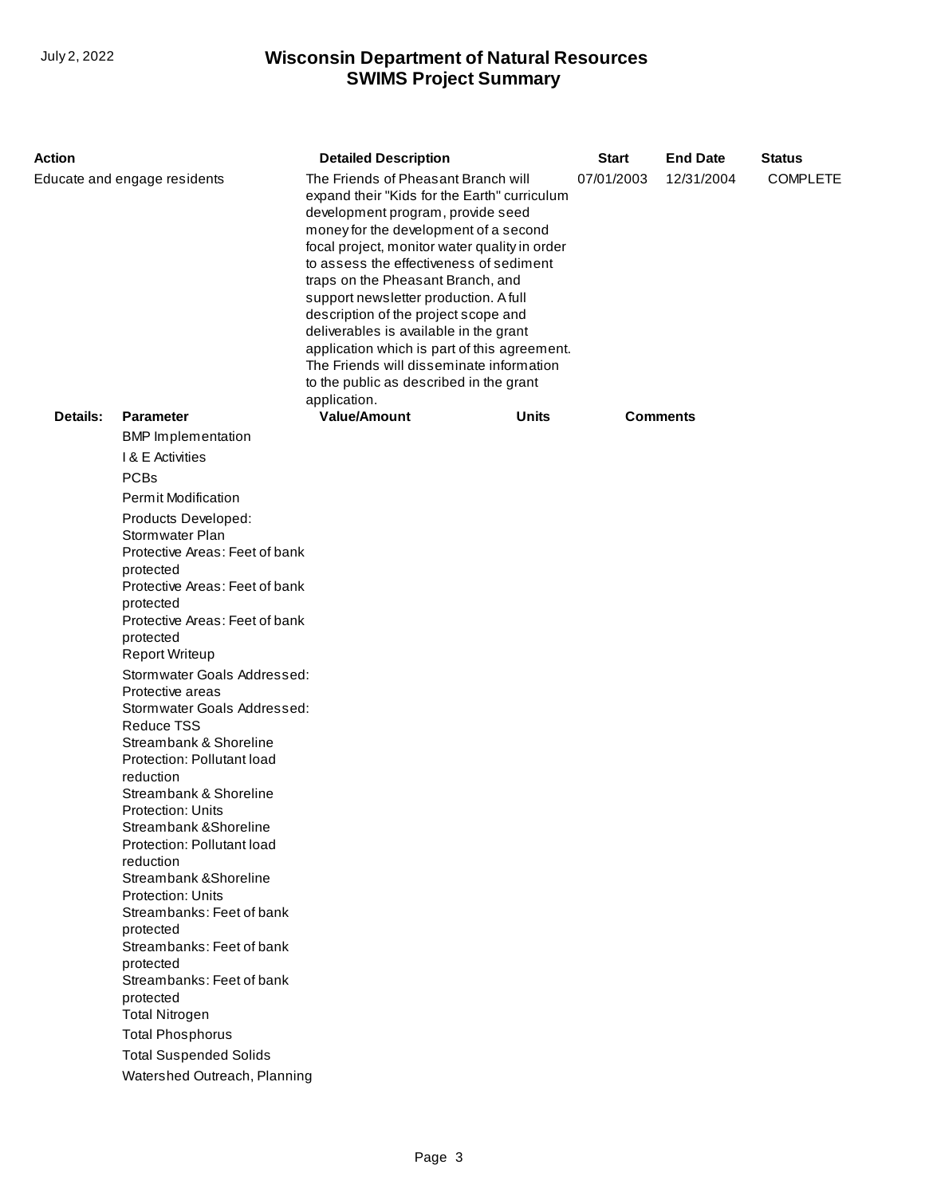| Action | Detailed Description | Start | End Date | Status |
|---|---|---|---|---|
| Educate and engage residents | The Friends of Pheasant Branch will expand their "Kids for the Earth" curriculum development program, provide seed money for the development of a second focal project, monitor water quality in order to assess the effectiveness of sediment traps on the Pheasant Branch, and support newsletter production. A full description of the project scope and deliverables is available in the grant application which is part of this agreement. The Friends will disseminate information to the public as described in the grant application. | 07/01/2003 | 12/31/2004 | COMPLETE |

**Details:**

| Parameter | Value/Amount | Units | Comments |
|---|---|---|---|
| BMP Implementation | | | |
| I & E Activities | | | |
| PCBs | | | |
| Permit Modification | | | |
| Products Developed: Stormwater Plan | | | |
| Protective Areas: Feet of bank protected | | | |
| Protective Areas: Feet of bank protected | | | |
| Protective Areas: Feet of bank protected | | | |
| Report Writeup | | | |
| Stormwater Goals Addressed: Protective areas | | | |
| Stormwater Goals Addressed: Reduce TSS | | | |
| Streambank & Shoreline Protection: Pollutant load reduction | | | |
| Streambank & Shoreline Protection: Units | | | |
| Streambank &Shoreline Protection: Pollutant load reduction | | | |
| Streambank &Shoreline Protection: Units | | | |
| Streambanks: Feet of bank protected | | | |
| Streambanks: Feet of bank protected | | | |
| Streambanks: Feet of bank protected | | | |
| Total Nitrogen | | | |
| Total Phosphorus | | | |
| Total Suspended Solids | | | |
| Watershed Outreach, Planning | | | |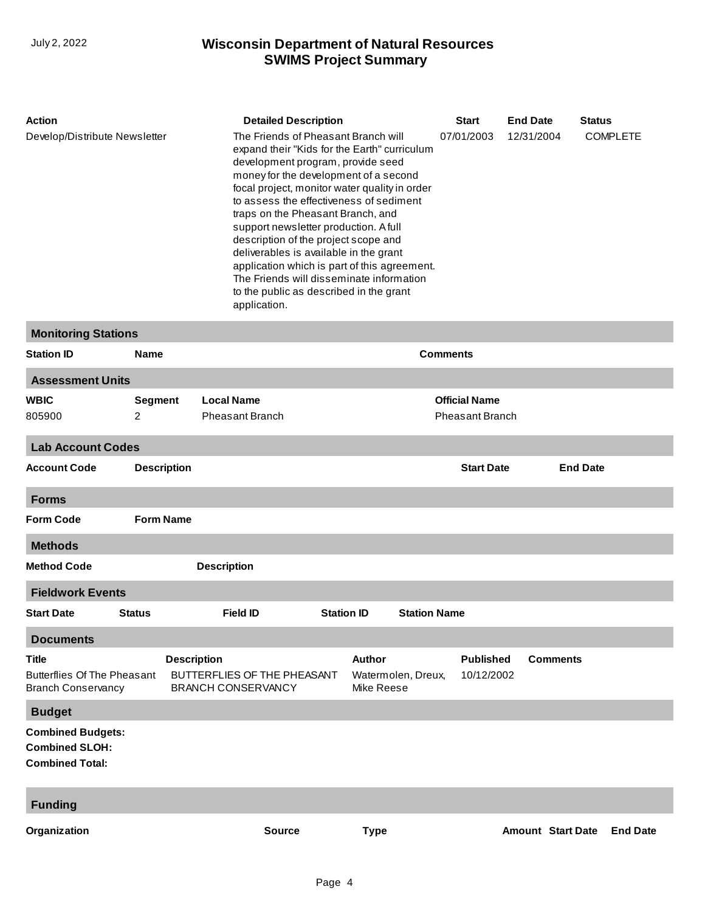| Action | Detailed Description | Start | End Date | Status |
|---|---|---|---|---|
| Develop/Distribute Newsletter | The Friends of Pheasant Branch will expand their "Kids for the Earth" curriculum development program, provide seed money for the development of a second focal project, monitor water quality in order to assess the effectiveness of sediment traps on the Pheasant Branch, and support newsletter production. A full description of the project scope and deliverables is available in the grant application which is part of this agreement. The Friends will disseminate information to the public as described in the grant application. | 07/01/2003 | 12/31/2004 | COMPLETE |

## Monitoring Stations

| Station ID | Name | Comments |
|---|---|---|

## Assessment Units

| WBIC | Segment | Local Name | Official Name |
|---|---|---|---|
| 805900 | 2 | Pheasant Branch | Pheasant Branch |

## Lab Account Codes

| Account Code | Description | Start Date | End Date |
|---|---|---|---|

## Forms

| Form Code | Form Name |
|---|---|

## Methods

| Method Code | Description |
|---|---|

## Fieldwork Events

| Start Date | Status | Field ID | Station ID | Station Name |
|---|---|---|---|---|

## Documents

| Title | Description | Author | Published | Comments |
|---|---|---|---|---|
| Butterflies Of The Pheasant Branch Conservancy | BUTTERFLIES OF THE PHEASANT BRANCH CONSERVANCY | Watermolen, Dreux, Mike Reese | 10/12/2002 | |

## Budget

**Combined Budgets:**

**Combined SLOH:**

**Combined Total:**

## Funding

| Organization | Source | Type | Amount | Start Date | End Date |
|---|---|---|---|---|---|